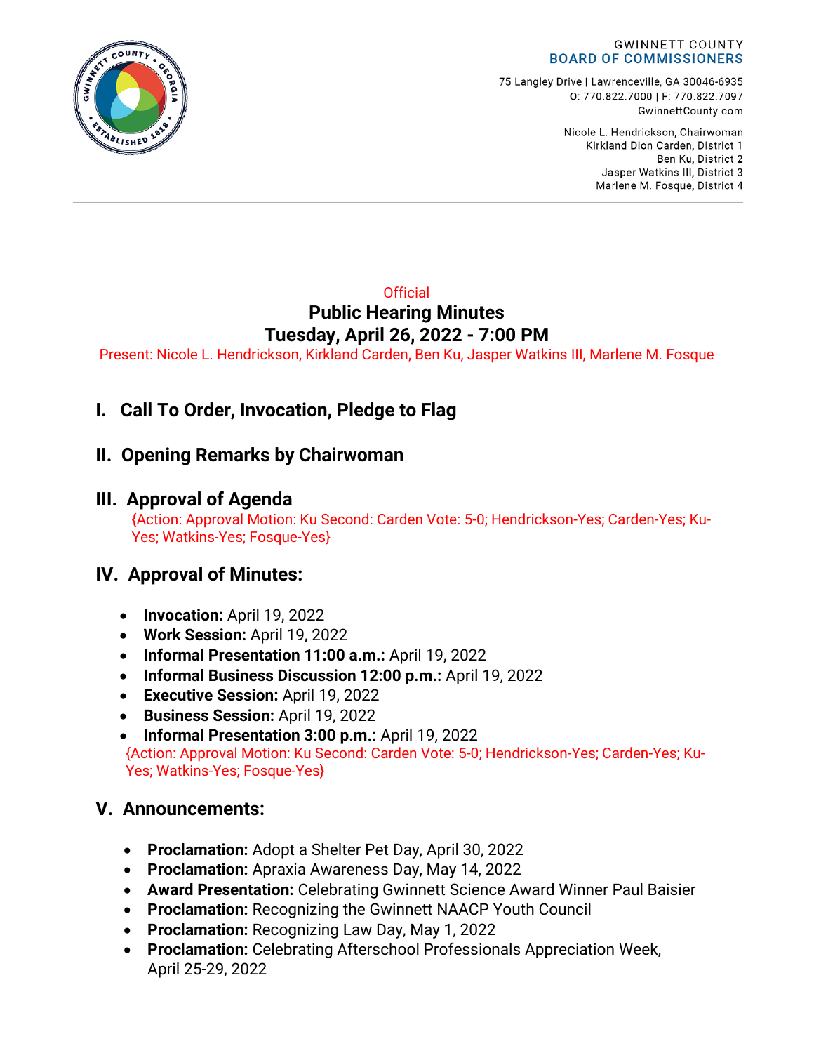GWINNETT COUNTY
BOARD OF COMMISSIONERS

75 Langley Drive | Lawrenceville, GA 30046-6935
O: 770.822.7000 | F: 770.822.7097
GwinnettCounty.com

Nicole L. Hendrickson, Chairwoman
Kirkland Dion Carden, District 1
Ben Ku, District 2
Jasper Watkins III, District 3
Marlene M. Fosque, District 4

Official

# Public Hearing Minutes
# Tuesday, April 26, 2022 - 7:00 PM

Present: Nicole L. Hendrickson, Kirkland Carden, Ben Ku, Jasper Watkins III, Marlene M. Fosque

## I. Call To Order, Invocation, Pledge to Flag

## II. Opening Remarks by Chairwoman

## III. Approval of Agenda

{Action: Approval Motion: Ku Second: Carden Vote: 5-0; Hendrickson-Yes; Carden-Yes; Ku-Yes; Watkins-Yes; Fosque-Yes}

## IV. Approval of Minutes:

- **Invocation:** April 19, 2022
- **Work Session:** April 19, 2022
- **Informal Presentation 11:00 a.m.:** April 19, 2022
- **Informal Business Discussion 12:00 p.m.:** April 19, 2022
- **Executive Session:** April 19, 2022
- **Business Session:** April 19, 2022
- **Informal Presentation 3:00 p.m.:** April 19, 2022

{Action: Approval Motion: Ku Second: Carden Vote: 5-0; Hendrickson-Yes; Carden-Yes; Ku-Yes; Watkins-Yes; Fosque-Yes}

## V. Announcements:

- **Proclamation:** Adopt a Shelter Pet Day, April 30, 2022
- **Proclamation:** Apraxia Awareness Day, May 14, 2022
- **Award Presentation:** Celebrating Gwinnett Science Award Winner Paul Baisier
- **Proclamation:** Recognizing the Gwinnett NAACP Youth Council
- **Proclamation:** Recognizing Law Day, May 1, 2022
- **Proclamation:** Celebrating Afterschool Professionals Appreciation Week, April 25-29, 2022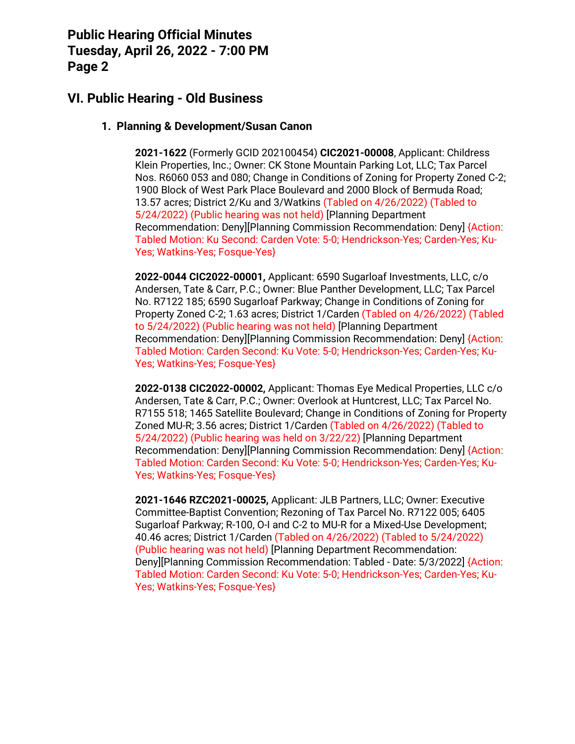## VI. Public Hearing - Old Business

### 1. Planning & Development/Susan Canon

**2021-1622** (Formerly GCID 202100454) **CIC2021-00008**, Applicant: Childress Klein Properties, Inc.; Owner: CK Stone Mountain Parking Lot, LLC; Tax Parcel Nos. R6060 053 and 080; Change in Conditions of Zoning for Property Zoned C-2; 1900 Block of West Park Place Boulevard and 2000 Block of Bermuda Road; 13.57 acres; District 2/Ku and 3/Watkins (Tabled on 4/26/2022) (Tabled to 5/24/2022) (Public hearing was not held) [Planning Department Recommendation: Deny][Planning Commission Recommendation: Deny] {Action: Tabled Motion: Ku Second: Carden Vote: 5-0; Hendrickson-Yes; Carden-Yes; Ku-Yes; Watkins-Yes; Fosque-Yes}

**2022-0044 CIC2022-00001,** Applicant: 6590 Sugarloaf Investments, LLC, c/o Andersen, Tate & Carr, P.C.; Owner: Blue Panther Development, LLC; Tax Parcel No. R7122 185; 6590 Sugarloaf Parkway; Change in Conditions of Zoning for Property Zoned C-2; 1.63 acres; District 1/Carden (Tabled on 4/26/2022) (Tabled to 5/24/2022) (Public hearing was not held) [Planning Department Recommendation: Deny][Planning Commission Recommendation: Deny] {Action: Tabled Motion: Carden Second: Ku Vote: 5-0; Hendrickson-Yes; Carden-Yes; Ku-Yes; Watkins-Yes; Fosque-Yes}

**2022-0138 CIC2022-00002,** Applicant: Thomas Eye Medical Properties, LLC c/o Andersen, Tate & Carr, P.C.; Owner: Overlook at Huntcrest, LLC; Tax Parcel No. R7155 518; 1465 Satellite Boulevard; Change in Conditions of Zoning for Property Zoned MU-R; 3.56 acres; District 1/Carden (Tabled on 4/26/2022) (Tabled to 5/24/2022) (Public hearing was held on 3/22/22) [Planning Department Recommendation: Deny][Planning Commission Recommendation: Deny] {Action: Tabled Motion: Carden Second: Ku Vote: 5-0; Hendrickson-Yes; Carden-Yes; Ku-Yes; Watkins-Yes; Fosque-Yes}

**2021-1646 RZC2021-00025,** Applicant: JLB Partners, LLC; Owner: Executive Committee-Baptist Convention; Rezoning of Tax Parcel No. R7122 005; 6405 Sugarloaf Parkway; R-100, O-I and C-2 to MU-R for a Mixed-Use Development; 40.46 acres; District 1/Carden (Tabled on 4/26/2022) (Tabled to 5/24/2022) (Public hearing was not held) [Planning Department Recommendation: Deny][Planning Commission Recommendation: Tabled - Date: 5/3/2022] {Action: Tabled Motion: Carden Second: Ku Vote: 5-0; Hendrickson-Yes; Carden-Yes; Ku-Yes; Watkins-Yes; Fosque-Yes}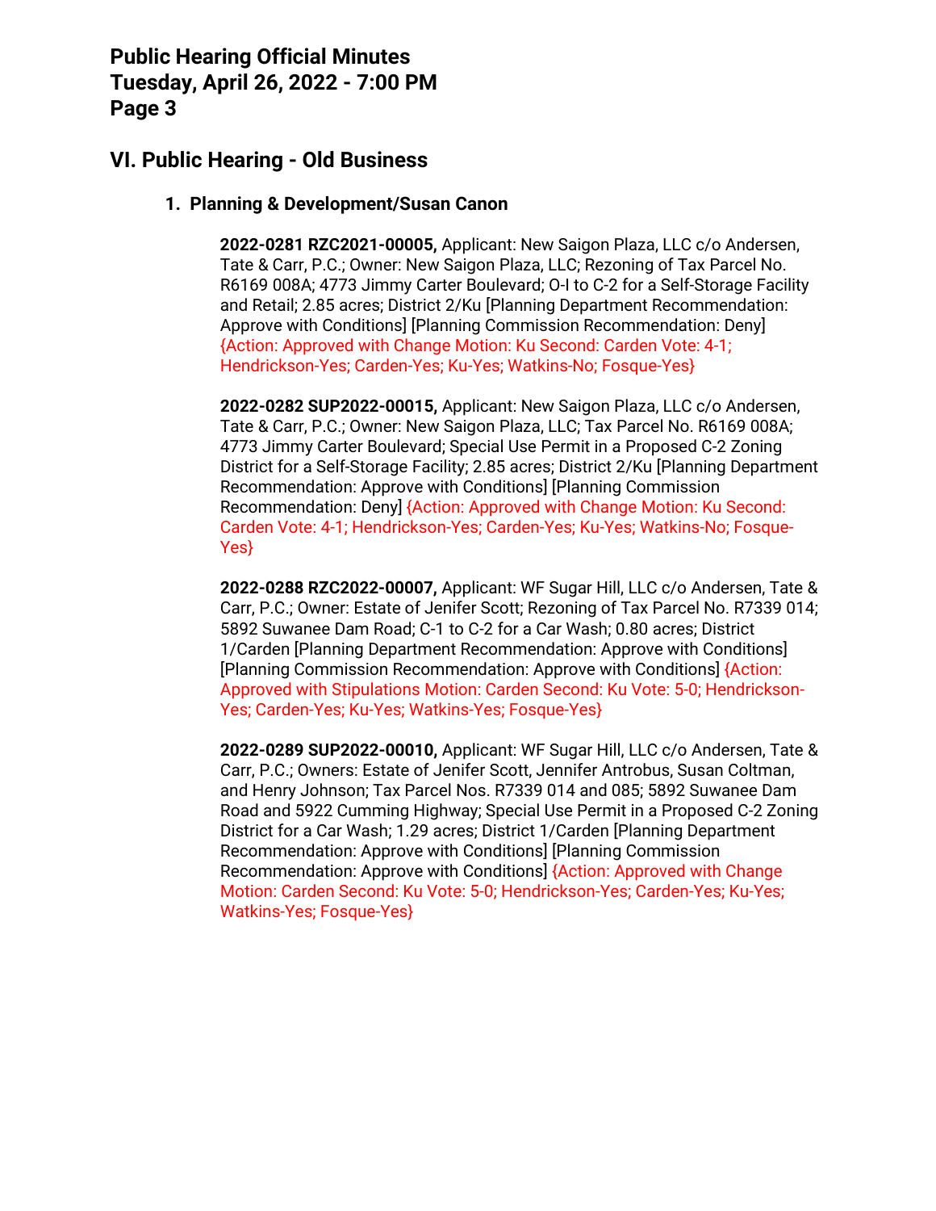## VI. Public Hearing - Old Business

### 1. Planning & Development/Susan Canon

**2022-0281 RZC2021-00005,** Applicant: New Saigon Plaza, LLC c/o Andersen, Tate & Carr, P.C.; Owner: New Saigon Plaza, LLC; Rezoning of Tax Parcel No. R6169 008A; 4773 Jimmy Carter Boulevard; O-I to C-2 for a Self-Storage Facility and Retail; 2.85 acres; District 2/Ku [Planning Department Recommendation: Approve with Conditions] [Planning Commission Recommendation: Deny] {Action: Approved with Change Motion: Ku Second: Carden Vote: 4-1; Hendrickson-Yes; Carden-Yes; Ku-Yes; Watkins-No; Fosque-Yes}

**2022-0282 SUP2022-00015,** Applicant: New Saigon Plaza, LLC c/o Andersen, Tate & Carr, P.C.; Owner: New Saigon Plaza, LLC; Tax Parcel No. R6169 008A; 4773 Jimmy Carter Boulevard; Special Use Permit in a Proposed C-2 Zoning District for a Self-Storage Facility; 2.85 acres; District 2/Ku [Planning Department Recommendation: Approve with Conditions] [Planning Commission Recommendation: Deny] {Action: Approved with Change Motion: Ku Second: Carden Vote: 4-1; Hendrickson-Yes; Carden-Yes; Ku-Yes; Watkins-No; Fosque-Yes}

**2022-0288 RZC2022-00007,** Applicant: WF Sugar Hill, LLC c/o Andersen, Tate & Carr, P.C.; Owner: Estate of Jenifer Scott; Rezoning of Tax Parcel No. R7339 014; 5892 Suwanee Dam Road; C-1 to C-2 for a Car Wash; 0.80 acres; District 1/Carden [Planning Department Recommendation: Approve with Conditions] [Planning Commission Recommendation: Approve with Conditions] {Action: Approved with Stipulations Motion: Carden Second: Ku Vote: 5-0; Hendrickson-Yes; Carden-Yes; Ku-Yes; Watkins-Yes; Fosque-Yes}

**2022-0289 SUP2022-00010,** Applicant: WF Sugar Hill, LLC c/o Andersen, Tate & Carr, P.C.; Owners: Estate of Jenifer Scott, Jennifer Antrobus, Susan Coltman, and Henry Johnson; Tax Parcel Nos. R7339 014 and 085; 5892 Suwanee Dam Road and 5922 Cumming Highway; Special Use Permit in a Proposed C-2 Zoning District for a Car Wash; 1.29 acres; District 1/Carden [Planning Department Recommendation: Approve with Conditions] [Planning Commission Recommendation: Approve with Conditions] {Action: Approved with Change Motion: Carden Second: Ku Vote: 5-0; Hendrickson-Yes; Carden-Yes; Ku-Yes; Watkins-Yes; Fosque-Yes}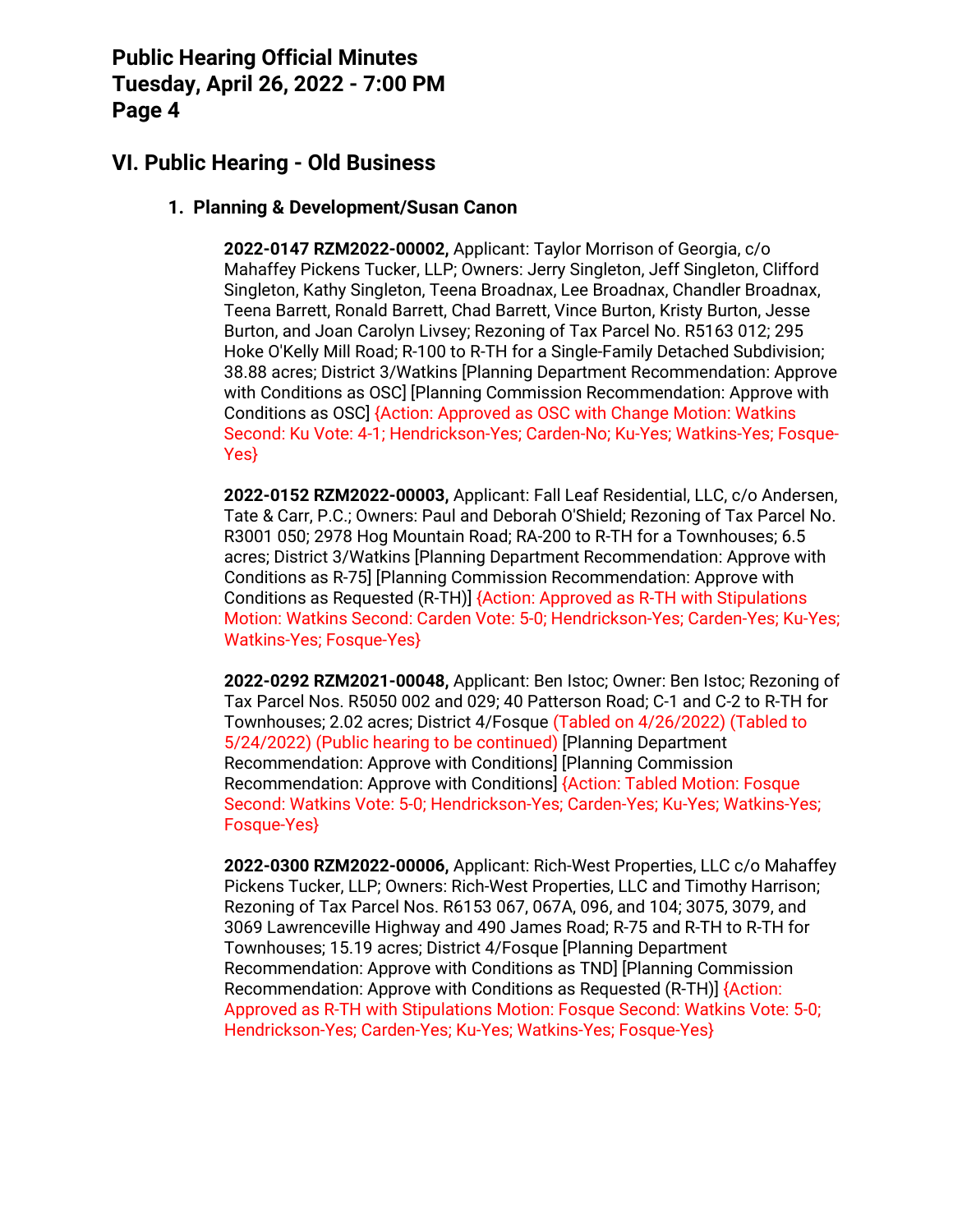## VI. Public Hearing - Old Business

### 1. Planning & Development/Susan Canon

**2022-0147 RZM2022-00002,** Applicant: Taylor Morrison of Georgia, c/o Mahaffey Pickens Tucker, LLP; Owners: Jerry Singleton, Jeff Singleton, Clifford Singleton, Kathy Singleton, Teena Broadnax, Lee Broadnax, Chandler Broadnax, Teena Barrett, Ronald Barrett, Chad Barrett, Vince Burton, Kristy Burton, Jesse Burton, and Joan Carolyn Livsey; Rezoning of Tax Parcel No. R5163 012; 295 Hoke O'Kelly Mill Road; R-100 to R-TH for a Single-Family Detached Subdivision; 38.88 acres; District 3/Watkins [Planning Department Recommendation: Approve with Conditions as OSC] [Planning Commission Recommendation: Approve with Conditions as OSC] {Action: Approved as OSC with Change Motion: Watkins Second: Ku Vote: 4-1; Hendrickson-Yes; Carden-No; Ku-Yes; Watkins-Yes; Fosque-Yes}

**2022-0152 RZM2022-00003,** Applicant: Fall Leaf Residential, LLC, c/o Andersen, Tate & Carr, P.C.; Owners: Paul and Deborah O'Shield; Rezoning of Tax Parcel No. R3001 050; 2978 Hog Mountain Road; RA-200 to R-TH for a Townhouses; 6.5 acres; District 3/Watkins [Planning Department Recommendation: Approve with Conditions as R-75] [Planning Commission Recommendation: Approve with Conditions as Requested (R-TH)] {Action: Approved as R-TH with Stipulations Motion: Watkins Second: Carden Vote: 5-0; Hendrickson-Yes; Carden-Yes; Ku-Yes; Watkins-Yes; Fosque-Yes}

**2022-0292 RZM2021-00048,** Applicant: Ben Istoc; Owner: Ben Istoc; Rezoning of Tax Parcel Nos. R5050 002 and 029; 40 Patterson Road; C-1 and C-2 to R-TH for Townhouses; 2.02 acres; District 4/Fosque (Tabled on 4/26/2022) (Tabled to 5/24/2022) (Public hearing to be continued) [Planning Department Recommendation: Approve with Conditions] [Planning Commission Recommendation: Approve with Conditions] {Action: Tabled Motion: Fosque Second: Watkins Vote: 5-0; Hendrickson-Yes; Carden-Yes; Ku-Yes; Watkins-Yes; Fosque-Yes}

**2022-0300 RZM2022-00006,** Applicant: Rich-West Properties, LLC c/o Mahaffey Pickens Tucker, LLP; Owners: Rich-West Properties, LLC and Timothy Harrison; Rezoning of Tax Parcel Nos. R6153 067, 067A, 096, and 104; 3075, 3079, and 3069 Lawrenceville Highway and 490 James Road; R-75 and R-TH to R-TH for Townhouses; 15.19 acres; District 4/Fosque [Planning Department Recommendation: Approve with Conditions as TND] [Planning Commission Recommendation: Approve with Conditions as Requested (R-TH)] {Action: Approved as R-TH with Stipulations Motion: Fosque Second: Watkins Vote: 5-0; Hendrickson-Yes; Carden-Yes; Ku-Yes; Watkins-Yes; Fosque-Yes}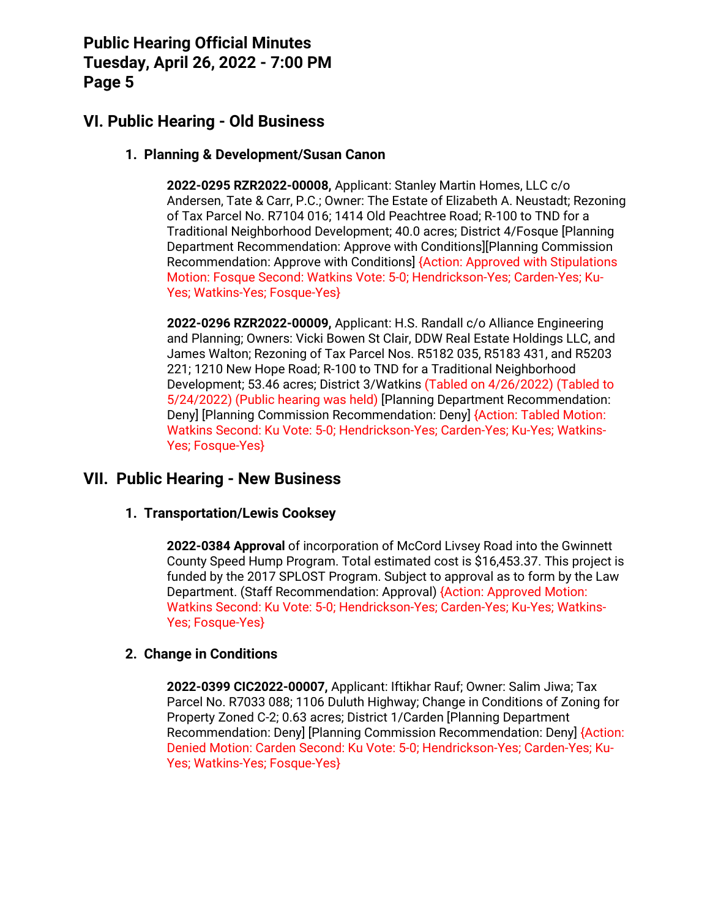## VI. Public Hearing - Old Business

### 1. Planning & Development/Susan Canon

**2022-0295 RZR2022-00008,** Applicant: Stanley Martin Homes, LLC c/o Andersen, Tate & Carr, P.C.; Owner: The Estate of Elizabeth A. Neustadt; Rezoning of Tax Parcel No. R7104 016; 1414 Old Peachtree Road; R-100 to TND for a Traditional Neighborhood Development; 40.0 acres; District 4/Fosque [Planning Department Recommendation: Approve with Conditions][Planning Commission Recommendation: Approve with Conditions] {Action: Approved with Stipulations Motion: Fosque Second: Watkins Vote: 5-0; Hendrickson-Yes; Carden-Yes; Ku-Yes; Watkins-Yes; Fosque-Yes}

**2022-0296 RZR2022-00009,** Applicant: H.S. Randall c/o Alliance Engineering and Planning; Owners: Vicki Bowen St Clair, DDW Real Estate Holdings LLC, and James Walton; Rezoning of Tax Parcel Nos. R5182 035, R5183 431, and R5203 221; 1210 New Hope Road; R-100 to TND for a Traditional Neighborhood Development; 53.46 acres; District 3/Watkins (Tabled on 4/26/2022) (Tabled to 5/24/2022) (Public hearing was held) [Planning Department Recommendation: Deny] [Planning Commission Recommendation: Deny] {Action: Tabled Motion: Watkins Second: Ku Vote: 5-0; Hendrickson-Yes; Carden-Yes; Ku-Yes; Watkins-Yes; Fosque-Yes}

## VII. Public Hearing - New Business

### 1. Transportation/Lewis Cooksey

**2022-0384 Approval** of incorporation of McCord Livsey Road into the Gwinnett County Speed Hump Program. Total estimated cost is $16,453.37. This project is funded by the 2017 SPLOST Program. Subject to approval as to form by the Law Department. (Staff Recommendation: Approval) {Action: Approved Motion: Watkins Second: Ku Vote: 5-0; Hendrickson-Yes; Carden-Yes; Ku-Yes; Watkins-Yes; Fosque-Yes}

### 2. Change in Conditions

**2022-0399 CIC2022-00007,** Applicant: Iftikhar Rauf; Owner: Salim Jiwa; Tax Parcel No. R7033 088; 1106 Duluth Highway; Change in Conditions of Zoning for Property Zoned C-2; 0.63 acres; District 1/Carden [Planning Department Recommendation: Deny] [Planning Commission Recommendation: Deny] {Action: Denied Motion: Carden Second: Ku Vote: 5-0; Hendrickson-Yes; Carden-Yes; Ku-Yes; Watkins-Yes; Fosque-Yes}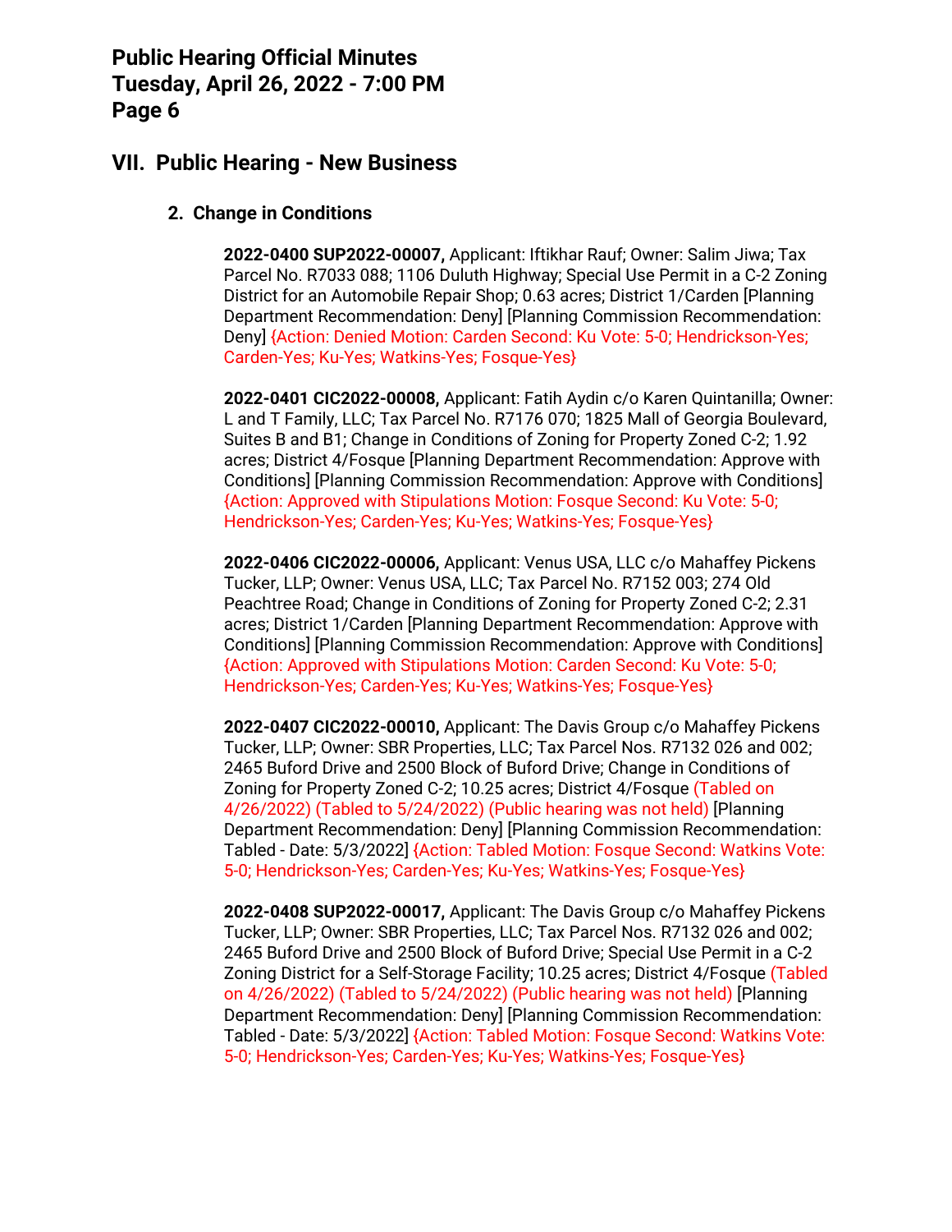## VII. Public Hearing - New Business

### 2. Change in Conditions

**2022-0400 SUP2022-00007,** Applicant: Iftikhar Rauf; Owner: Salim Jiwa; Tax Parcel No. R7033 088; 1106 Duluth Highway; Special Use Permit in a C-2 Zoning District for an Automobile Repair Shop; 0.63 acres; District 1/Carden [Planning Department Recommendation: Deny] [Planning Commission Recommendation: Deny] {Action: Denied Motion: Carden Second: Ku Vote: 5-0; Hendrickson-Yes; Carden-Yes; Ku-Yes; Watkins-Yes; Fosque-Yes}

**2022-0401 CIC2022-00008,** Applicant: Fatih Aydin c/o Karen Quintanilla; Owner: L and T Family, LLC; Tax Parcel No. R7176 070; 1825 Mall of Georgia Boulevard, Suites B and B1; Change in Conditions of Zoning for Property Zoned C-2; 1.92 acres; District 4/Fosque [Planning Department Recommendation: Approve with Conditions] [Planning Commission Recommendation: Approve with Conditions] {Action: Approved with Stipulations Motion: Fosque Second: Ku Vote: 5-0; Hendrickson-Yes; Carden-Yes; Ku-Yes; Watkins-Yes; Fosque-Yes}

**2022-0406 CIC2022-00006,** Applicant: Venus USA, LLC c/o Mahaffey Pickens Tucker, LLP; Owner: Venus USA, LLC; Tax Parcel No. R7152 003; 274 Old Peachtree Road; Change in Conditions of Zoning for Property Zoned C-2; 2.31 acres; District 1/Carden [Planning Department Recommendation: Approve with Conditions] [Planning Commission Recommendation: Approve with Conditions] {Action: Approved with Stipulations Motion: Carden Second: Ku Vote: 5-0; Hendrickson-Yes; Carden-Yes; Ku-Yes; Watkins-Yes; Fosque-Yes}

**2022-0407 CIC2022-00010,** Applicant: The Davis Group c/o Mahaffey Pickens Tucker, LLP; Owner: SBR Properties, LLC; Tax Parcel Nos. R7132 026 and 002; 2465 Buford Drive and 2500 Block of Buford Drive; Change in Conditions of Zoning for Property Zoned C-2; 10.25 acres; District 4/Fosque (Tabled on 4/26/2022) (Tabled to 5/24/2022) (Public hearing was not held) [Planning Department Recommendation: Deny] [Planning Commission Recommendation: Tabled - Date: 5/3/2022] {Action: Tabled Motion: Fosque Second: Watkins Vote: 5-0; Hendrickson-Yes; Carden-Yes; Ku-Yes; Watkins-Yes; Fosque-Yes}

**2022-0408 SUP2022-00017,** Applicant: The Davis Group c/o Mahaffey Pickens Tucker, LLP; Owner: SBR Properties, LLC; Tax Parcel Nos. R7132 026 and 002; 2465 Buford Drive and 2500 Block of Buford Drive; Special Use Permit in a C-2 Zoning District for a Self-Storage Facility; 10.25 acres; District 4/Fosque (Tabled on 4/26/2022) (Tabled to 5/24/2022) (Public hearing was not held) [Planning Department Recommendation: Deny] [Planning Commission Recommendation: Tabled - Date: 5/3/2022] {Action: Tabled Motion: Fosque Second: Watkins Vote: 5-0; Hendrickson-Yes; Carden-Yes; Ku-Yes; Watkins-Yes; Fosque-Yes}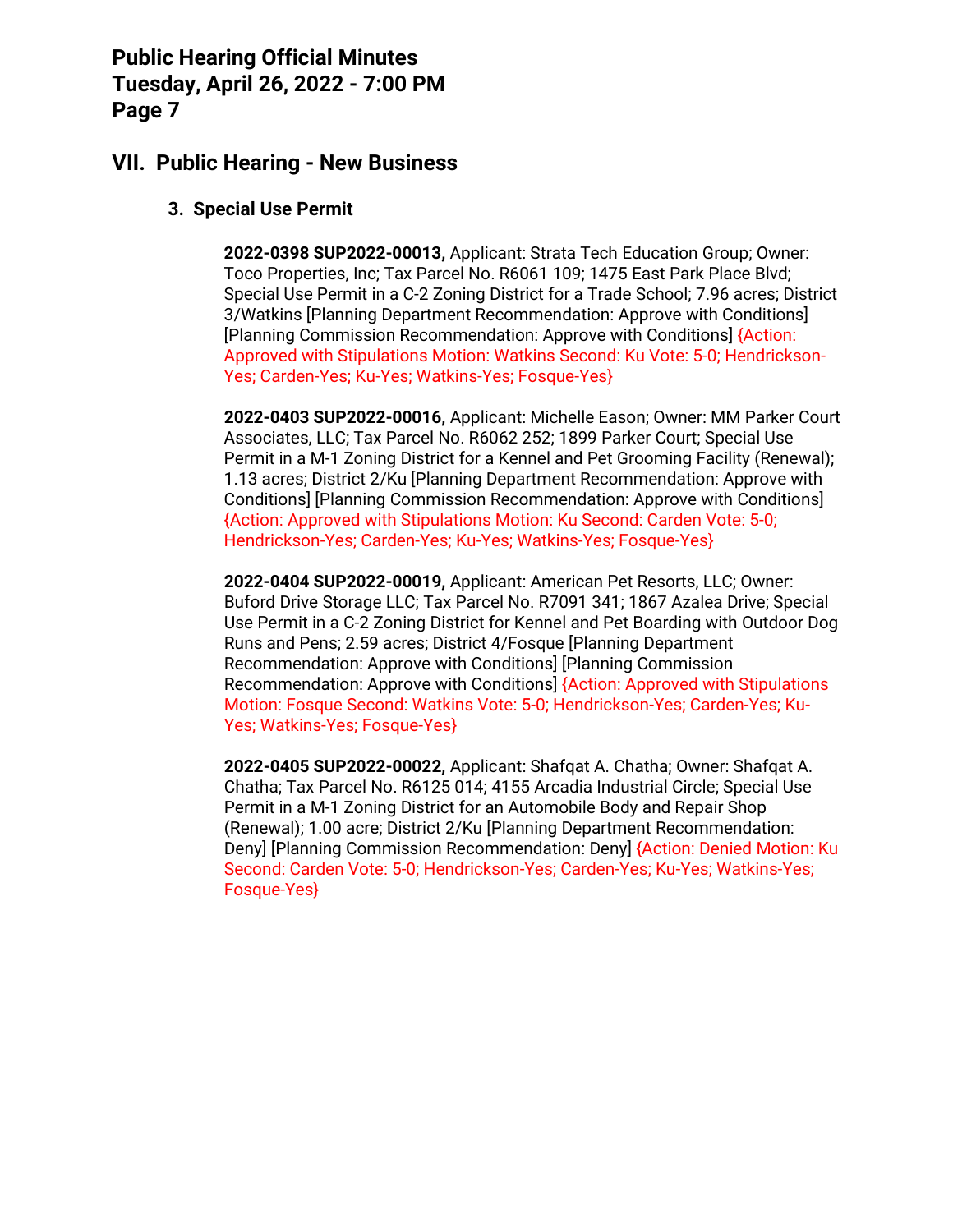## VII. Public Hearing - New Business

### 3. Special Use Permit

**2022-0398 SUP2022-00013,** Applicant: Strata Tech Education Group; Owner: Toco Properties, Inc; Tax Parcel No. R6061 109; 1475 East Park Place Blvd; Special Use Permit in a C-2 Zoning District for a Trade School; 7.96 acres; District 3/Watkins [Planning Department Recommendation: Approve with Conditions] [Planning Commission Recommendation: Approve with Conditions] {Action: Approved with Stipulations Motion: Watkins Second: Ku Vote: 5-0; Hendrickson-Yes; Carden-Yes; Ku-Yes; Watkins-Yes; Fosque-Yes}

**2022-0403 SUP2022-00016,** Applicant: Michelle Eason; Owner: MM Parker Court Associates, LLC; Tax Parcel No. R6062 252; 1899 Parker Court; Special Use Permit in a M-1 Zoning District for a Kennel and Pet Grooming Facility (Renewal); 1.13 acres; District 2/Ku [Planning Department Recommendation: Approve with Conditions] [Planning Commission Recommendation: Approve with Conditions] {Action: Approved with Stipulations Motion: Ku Second: Carden Vote: 5-0; Hendrickson-Yes; Carden-Yes; Ku-Yes; Watkins-Yes; Fosque-Yes}

**2022-0404 SUP2022-00019,** Applicant: American Pet Resorts, LLC; Owner: Buford Drive Storage LLC; Tax Parcel No. R7091 341; 1867 Azalea Drive; Special Use Permit in a C-2 Zoning District for Kennel and Pet Boarding with Outdoor Dog Runs and Pens; 2.59 acres; District 4/Fosque [Planning Department Recommendation: Approve with Conditions] [Planning Commission Recommendation: Approve with Conditions] {Action: Approved with Stipulations Motion: Fosque Second: Watkins Vote: 5-0; Hendrickson-Yes; Carden-Yes; Ku-Yes; Watkins-Yes; Fosque-Yes}

**2022-0405 SUP2022-00022,** Applicant: Shafqat A. Chatha; Owner: Shafqat A. Chatha; Tax Parcel No. R6125 014; 4155 Arcadia Industrial Circle; Special Use Permit in a M-1 Zoning District for an Automobile Body and Repair Shop (Renewal); 1.00 acre; District 2/Ku [Planning Department Recommendation: Deny] [Planning Commission Recommendation: Deny] {Action: Denied Motion: Ku Second: Carden Vote: 5-0; Hendrickson-Yes; Carden-Yes; Ku-Yes; Watkins-Yes; Fosque-Yes}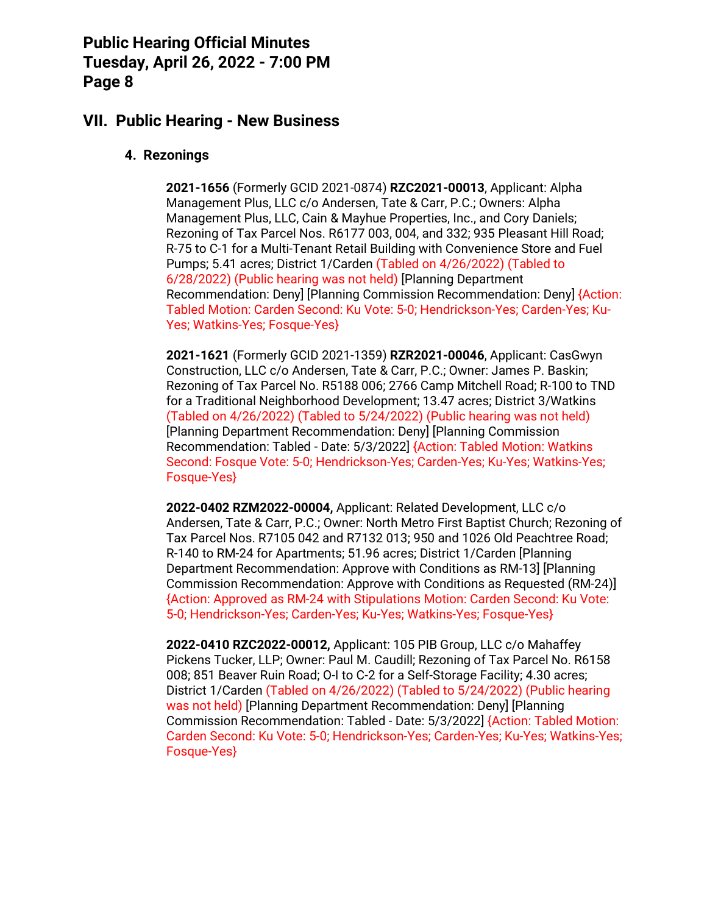## VII. Public Hearing - New Business

### 4. Rezonings

**2021-1656** (Formerly GCID 2021-0874) **RZC2021-00013**, Applicant: Alpha Management Plus, LLC c/o Andersen, Tate & Carr, P.C.; Owners: Alpha Management Plus, LLC, Cain & Mayhue Properties, Inc., and Cory Daniels; Rezoning of Tax Parcel Nos. R6177 003, 004, and 332; 935 Pleasant Hill Road; R-75 to C-1 for a Multi-Tenant Retail Building with Convenience Store and Fuel Pumps; 5.41 acres; District 1/Carden (Tabled on 4/26/2022) (Tabled to 6/28/2022) (Public hearing was not held) [Planning Department Recommendation: Deny] [Planning Commission Recommendation: Deny] {Action: Tabled Motion: Carden Second: Ku Vote: 5-0; Hendrickson-Yes; Carden-Yes; Ku-Yes; Watkins-Yes; Fosque-Yes}

**2021-1621** (Formerly GCID 2021-1359) **RZR2021-00046**, Applicant: CasGwyn Construction, LLC c/o Andersen, Tate & Carr, P.C.; Owner: James P. Baskin; Rezoning of Tax Parcel No. R5188 006; 2766 Camp Mitchell Road; R-100 to TND for a Traditional Neighborhood Development; 13.47 acres; District 3/Watkins (Tabled on 4/26/2022) (Tabled to 5/24/2022) (Public hearing was not held) [Planning Department Recommendation: Deny] [Planning Commission Recommendation: Tabled - Date: 5/3/2022] {Action: Tabled Motion: Watkins Second: Fosque Vote: 5-0; Hendrickson-Yes; Carden-Yes; Ku-Yes; Watkins-Yes; Fosque-Yes}

**2022-0402 RZM2022-00004,** Applicant: Related Development, LLC c/o Andersen, Tate & Carr, P.C.; Owner: North Metro First Baptist Church; Rezoning of Tax Parcel Nos. R7105 042 and R7132 013; 950 and 1026 Old Peachtree Road; R-140 to RM-24 for Apartments; 51.96 acres; District 1/Carden [Planning Department Recommendation: Approve with Conditions as RM-13] [Planning Commission Recommendation: Approve with Conditions as Requested (RM-24)] {Action: Approved as RM-24 with Stipulations Motion: Carden Second: Ku Vote: 5-0; Hendrickson-Yes; Carden-Yes; Ku-Yes; Watkins-Yes; Fosque-Yes}

**2022-0410 RZC2022-00012,** Applicant: 105 PIB Group, LLC c/o Mahaffey Pickens Tucker, LLP; Owner: Paul M. Caudill; Rezoning of Tax Parcel No. R6158 008; 851 Beaver Ruin Road; O-I to C-2 for a Self-Storage Facility; 4.30 acres; District 1/Carden (Tabled on 4/26/2022) (Tabled to 5/24/2022) (Public hearing was not held) [Planning Department Recommendation: Deny] [Planning Commission Recommendation: Tabled - Date: 5/3/2022] {Action: Tabled Motion: Carden Second: Ku Vote: 5-0; Hendrickson-Yes; Carden-Yes; Ku-Yes; Watkins-Yes; Fosque-Yes}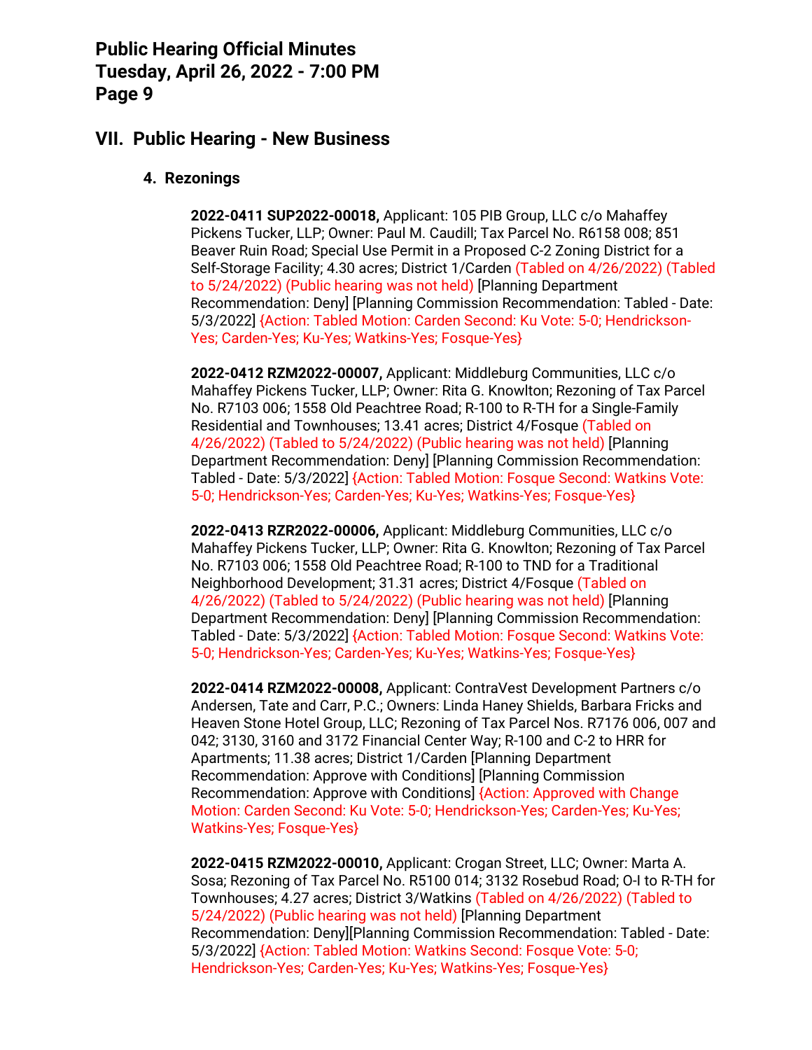## VII. Public Hearing - New Business

### 4. Rezonings

**2022-0411 SUP2022-00018,** Applicant: 105 PIB Group, LLC c/o Mahaffey Pickens Tucker, LLP; Owner: Paul M. Caudill; Tax Parcel No. R6158 008; 851 Beaver Ruin Road; Special Use Permit in a Proposed C-2 Zoning District for a Self-Storage Facility; 4.30 acres; District 1/Carden (Tabled on 4/26/2022) (Tabled to 5/24/2022) (Public hearing was not held) [Planning Department Recommendation: Deny] [Planning Commission Recommendation: Tabled - Date: 5/3/2022] {Action: Tabled Motion: Carden Second: Ku Vote: 5-0; Hendrickson-Yes; Carden-Yes; Ku-Yes; Watkins-Yes; Fosque-Yes}

**2022-0412 RZM2022-00007,** Applicant: Middleburg Communities, LLC c/o Mahaffey Pickens Tucker, LLP; Owner: Rita G. Knowlton; Rezoning of Tax Parcel No. R7103 006; 1558 Old Peachtree Road; R-100 to R-TH for a Single-Family Residential and Townhouses; 13.41 acres; District 4/Fosque (Tabled on 4/26/2022) (Tabled to 5/24/2022) (Public hearing was not held) [Planning Department Recommendation: Deny] [Planning Commission Recommendation: Tabled - Date: 5/3/2022] {Action: Tabled Motion: Fosque Second: Watkins Vote: 5-0; Hendrickson-Yes; Carden-Yes; Ku-Yes; Watkins-Yes; Fosque-Yes}

**2022-0413 RZR2022-00006,** Applicant: Middleburg Communities, LLC c/o Mahaffey Pickens Tucker, LLP; Owner: Rita G. Knowlton; Rezoning of Tax Parcel No. R7103 006; 1558 Old Peachtree Road; R-100 to TND for a Traditional Neighborhood Development; 31.31 acres; District 4/Fosque (Tabled on 4/26/2022) (Tabled to 5/24/2022) (Public hearing was not held) [Planning Department Recommendation: Deny] [Planning Commission Recommendation: Tabled - Date: 5/3/2022] {Action: Tabled Motion: Fosque Second: Watkins Vote: 5-0; Hendrickson-Yes; Carden-Yes; Ku-Yes; Watkins-Yes; Fosque-Yes}

**2022-0414 RZM2022-00008,** Applicant: ContraVest Development Partners c/o Andersen, Tate and Carr, P.C.; Owners: Linda Haney Shields, Barbara Fricks and Heaven Stone Hotel Group, LLC; Rezoning of Tax Parcel Nos. R7176 006, 007 and 042; 3130, 3160 and 3172 Financial Center Way; R-100 and C-2 to HRR for Apartments; 11.38 acres; District 1/Carden [Planning Department Recommendation: Approve with Conditions] [Planning Commission Recommendation: Approve with Conditions] {Action: Approved with Change Motion: Carden Second: Ku Vote: 5-0; Hendrickson-Yes; Carden-Yes; Ku-Yes; Watkins-Yes; Fosque-Yes}

**2022-0415 RZM2022-00010,** Applicant: Crogan Street, LLC; Owner: Marta A. Sosa; Rezoning of Tax Parcel No. R5100 014; 3132 Rosebud Road; O-I to R-TH for Townhouses; 4.27 acres; District 3/Watkins (Tabled on 4/26/2022) (Tabled to 5/24/2022) (Public hearing was not held) [Planning Department Recommendation: Deny][Planning Commission Recommendation: Tabled - Date: 5/3/2022] {Action: Tabled Motion: Watkins Second: Fosque Vote: 5-0; Hendrickson-Yes; Carden-Yes; Ku-Yes; Watkins-Yes; Fosque-Yes}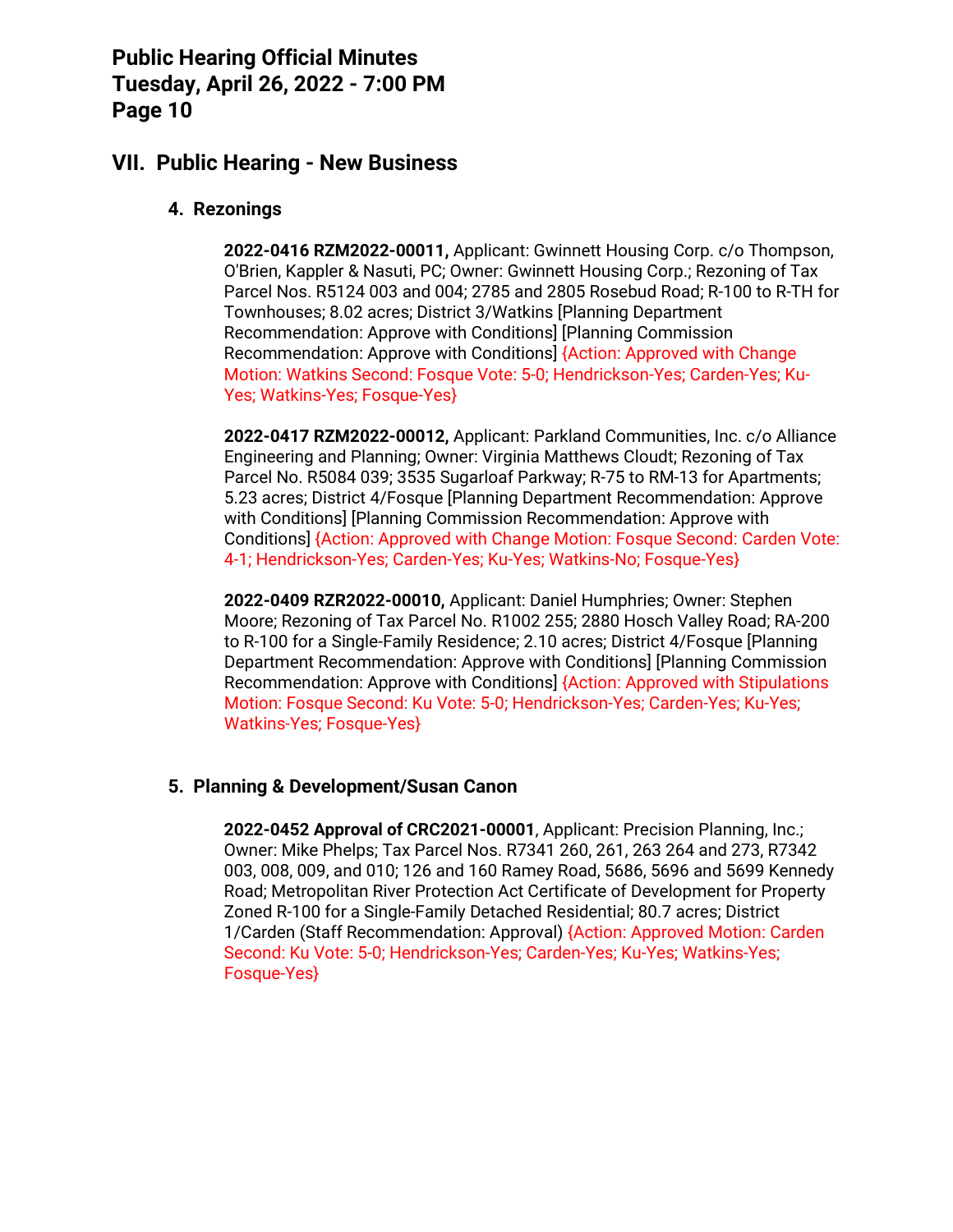## VII. Public Hearing - New Business

### 4. Rezonings

**2022-0416 RZM2022-00011,** Applicant: Gwinnett Housing Corp. c/o Thompson, O'Brien, Kappler & Nasuti, PC; Owner: Gwinnett Housing Corp.; Rezoning of Tax Parcel Nos. R5124 003 and 004; 2785 and 2805 Rosebud Road; R-100 to R-TH for Townhouses; 8.02 acres; District 3/Watkins [Planning Department Recommendation: Approve with Conditions] [Planning Commission Recommendation: Approve with Conditions] {Action: Approved with Change Motion: Watkins Second: Fosque Vote: 5-0; Hendrickson-Yes; Carden-Yes; Ku-Yes; Watkins-Yes; Fosque-Yes}

**2022-0417 RZM2022-00012,** Applicant: Parkland Communities, Inc. c/o Alliance Engineering and Planning; Owner: Virginia Matthews Cloudt; Rezoning of Tax Parcel No. R5084 039; 3535 Sugarloaf Parkway; R-75 to RM-13 for Apartments; 5.23 acres; District 4/Fosque [Planning Department Recommendation: Approve with Conditions] [Planning Commission Recommendation: Approve with Conditions] {Action: Approved with Change Motion: Fosque Second: Carden Vote: 4-1; Hendrickson-Yes; Carden-Yes; Ku-Yes; Watkins-No; Fosque-Yes}

**2022-0409 RZR2022-00010,** Applicant: Daniel Humphries; Owner: Stephen Moore; Rezoning of Tax Parcel No. R1002 255; 2880 Hosch Valley Road; RA-200 to R-100 for a Single-Family Residence; 2.10 acres; District 4/Fosque [Planning Department Recommendation: Approve with Conditions] [Planning Commission Recommendation: Approve with Conditions] {Action: Approved with Stipulations Motion: Fosque Second: Ku Vote: 5-0; Hendrickson-Yes; Carden-Yes; Ku-Yes; Watkins-Yes; Fosque-Yes}

### 5. Planning & Development/Susan Canon

**2022-0452 Approval of CRC2021-00001**, Applicant: Precision Planning, Inc.; Owner: Mike Phelps; Tax Parcel Nos. R7341 260, 261, 263 264 and 273, R7342 003, 008, 009, and 010; 126 and 160 Ramey Road, 5686, 5696 and 5699 Kennedy Road; Metropolitan River Protection Act Certificate of Development for Property Zoned R-100 for a Single-Family Detached Residential; 80.7 acres; District 1/Carden (Staff Recommendation: Approval) {Action: Approved Motion: Carden Second: Ku Vote: 5-0; Hendrickson-Yes; Carden-Yes; Ku-Yes; Watkins-Yes; Fosque-Yes}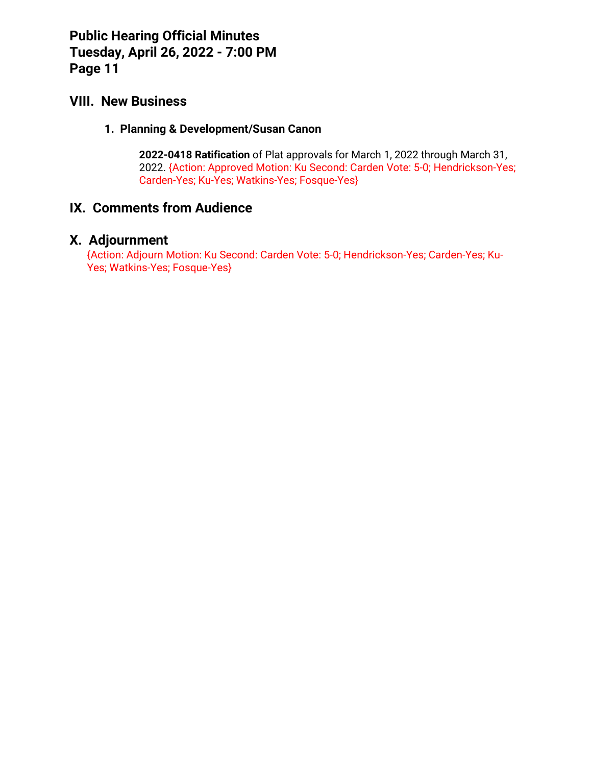## VIII. New Business

### 1. Planning & Development/Susan Canon

**2022-0418 Ratification** of Plat approvals for March 1, 2022 through March 31, 2022. {Action: Approved Motion: Ku Second: Carden Vote: 5-0; Hendrickson-Yes; Carden-Yes; Ku-Yes; Watkins-Yes; Fosque-Yes}

## IX. Comments from Audience

## X. Adjournment

{Action: Adjourn Motion: Ku Second: Carden Vote: 5-0; Hendrickson-Yes; Carden-Yes; Ku-Yes; Watkins-Yes; Fosque-Yes}